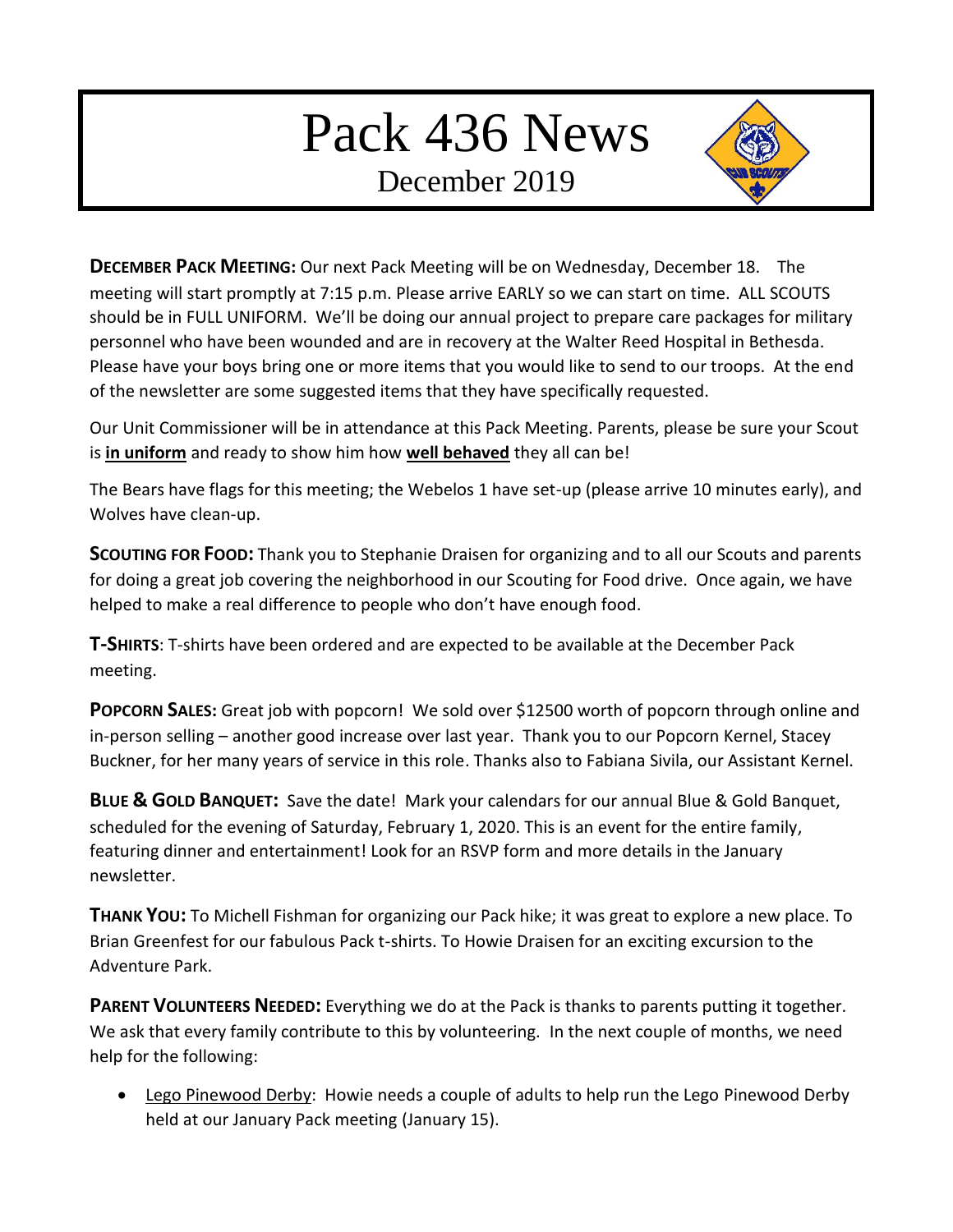# Pack 436 News

## December 2019

**DECEMBER PACK MEETING:** Our next Pack Meeting will be on Wednesday, December 18. The meeting will start promptly at 7:15 p.m. Please arrive EARLY so we can start on time. ALL SCOUTS should be in FULL UNIFORM. We'll be doing our annual project to prepare care packages for military personnel who have been wounded and are in recovery at the Walter Reed Hospital in Bethesda. Please have your boys bring one or more items that you would like to send to our troops. At the end of the newsletter are some suggested items that they have specifically requested.

Our Unit Commissioner will be in attendance at this Pack Meeting. Parents, please be sure your Scout is **in uniform** and ready to show him how **well behaved** they all can be!

The Bears have flags for this meeting; the Webelos 1 have set-up (please arrive 10 minutes early), and Wolves have clean-up.

**SCOUTING FOR FOOD:** Thank you to Stephanie Draisen for organizing and to all our Scouts and parents for doing a great job covering the neighborhood in our Scouting for Food drive. Once again, we have helped to make a real difference to people who don't have enough food.

**T-SHIRTS**: T-shirts have been ordered and are expected to be available at the December Pack meeting.

**POPCORN SALES:** Great job with popcorn! We sold over $12500 worth of popcorn through online and in-person selling – another good increase over last year. Thank you to our Popcorn Kernel, Stacey Buckner, for her many years of service in this role. Thanks also to Fabiana Sivila, our Assistant Kernel.

**BLUE & GOLD BANQUET:** Save the date! Mark your calendars for our annual Blue & Gold Banquet, scheduled for the evening of Saturday, February 1, 2020. This is an event for the entire family, featuring dinner and entertainment! Look for an RSVP form and more details in the January newsletter.

**THANK YOU:** To Michell Fishman for organizing our Pack hike; it was great to explore a new place. To Brian Greenfest for our fabulous Pack t-shirts. To Howie Draisen for an exciting excursion to the Adventure Park.

**PARENT VOLUNTEERS NEEDED:** Everything we do at the Pack is thanks to parents putting it together. We ask that every family contribute to this by volunteering. In the next couple of months, we need help for the following:

- Lego Pinewood Derby: Howie needs a couple of adults to help run the Lego Pinewood Derby held at our January Pack meeting (January 15).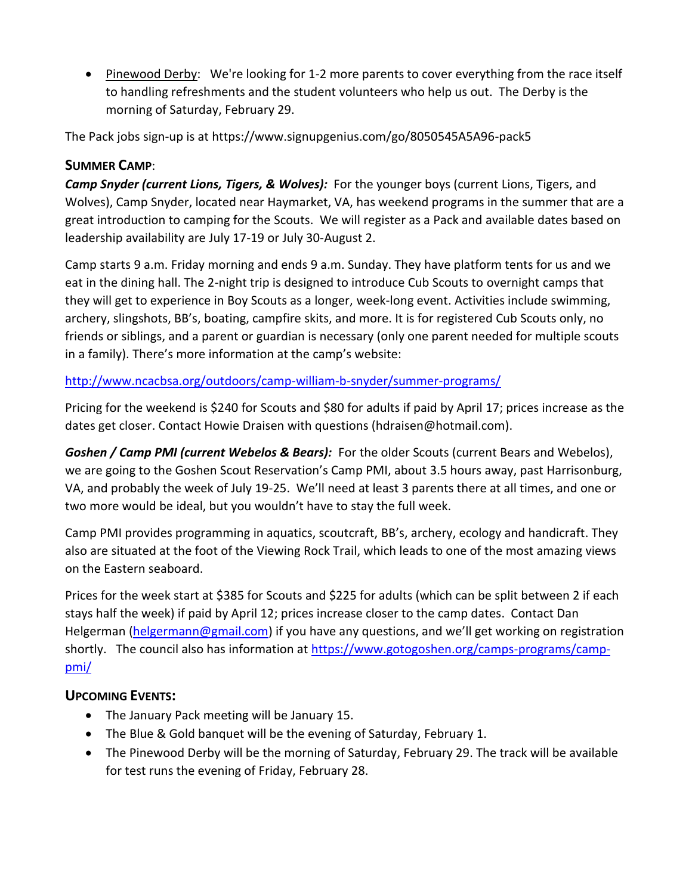- Pinewood Derby: We're looking for 1-2 more parents to cover everything from the race itself to handling refreshments and the student volunteers who help us out. The Derby is the morning of Saturday, February 29.

The Pack jobs sign-up is at https://www.signupgenius.com/go/8050545A5A96-pack5

## Summer Camp:

***Camp Snyder (current Lions, Tigers, & Wolves):*** For the younger boys (current Lions, Tigers, and Wolves), Camp Snyder, located near Haymarket, VA, has weekend programs in the summer that are a great introduction to camping for the Scouts. We will register as a Pack and available dates based on leadership availability are July 17-19 or July 30-August 2.

Camp starts 9 a.m. Friday morning and ends 9 a.m. Sunday. They have platform tents for us and we eat in the dining hall. The 2-night trip is designed to introduce Cub Scouts to overnight camps that they will get to experience in Boy Scouts as a longer, week-long event. Activities include swimming, archery, slingshots, BB's, boating, campfire skits, and more. It is for registered Cub Scouts only, no friends or siblings, and a parent or guardian is necessary (only one parent needed for multiple scouts in a family). There's more information at the camp's website:

http://www.ncacbsa.org/outdoors/camp-william-b-snyder/summer-programs/

Pricing for the weekend is $240 for Scouts and $80 for adults if paid by April 17; prices increase as the dates get closer. Contact Howie Draisen with questions (hdraisen@hotmail.com).

***Goshen / Camp PMI (current Webelos & Bears):*** For the older Scouts (current Bears and Webelos), we are going to the Goshen Scout Reservation's Camp PMI, about 3.5 hours away, past Harrisonburg, VA, and probably the week of July 19-25. We'll need at least 3 parents there at all times, and one or two more would be ideal, but you wouldn't have to stay the full week.

Camp PMI provides programming in aquatics, scoutcraft, BB's, archery, ecology and handicraft. They also are situated at the foot of the Viewing Rock Trail, which leads to one of the most amazing views on the Eastern seaboard.

Prices for the week start at $385 for Scouts and $225 for adults (which can be split between 2 if each stays half the week) if paid by April 12; prices increase closer to the camp dates. Contact Dan Helgerman (helgermann@gmail.com) if you have any questions, and we'll get working on registration shortly. The council also has information at https://www.gotogoshen.org/camps-programs/camp-pmi/

## Upcoming Events:

- The January Pack meeting will be January 15.
- The Blue & Gold banquet will be the evening of Saturday, February 1.
- The Pinewood Derby will be the morning of Saturday, February 29. The track will be available for test runs the evening of Friday, February 28.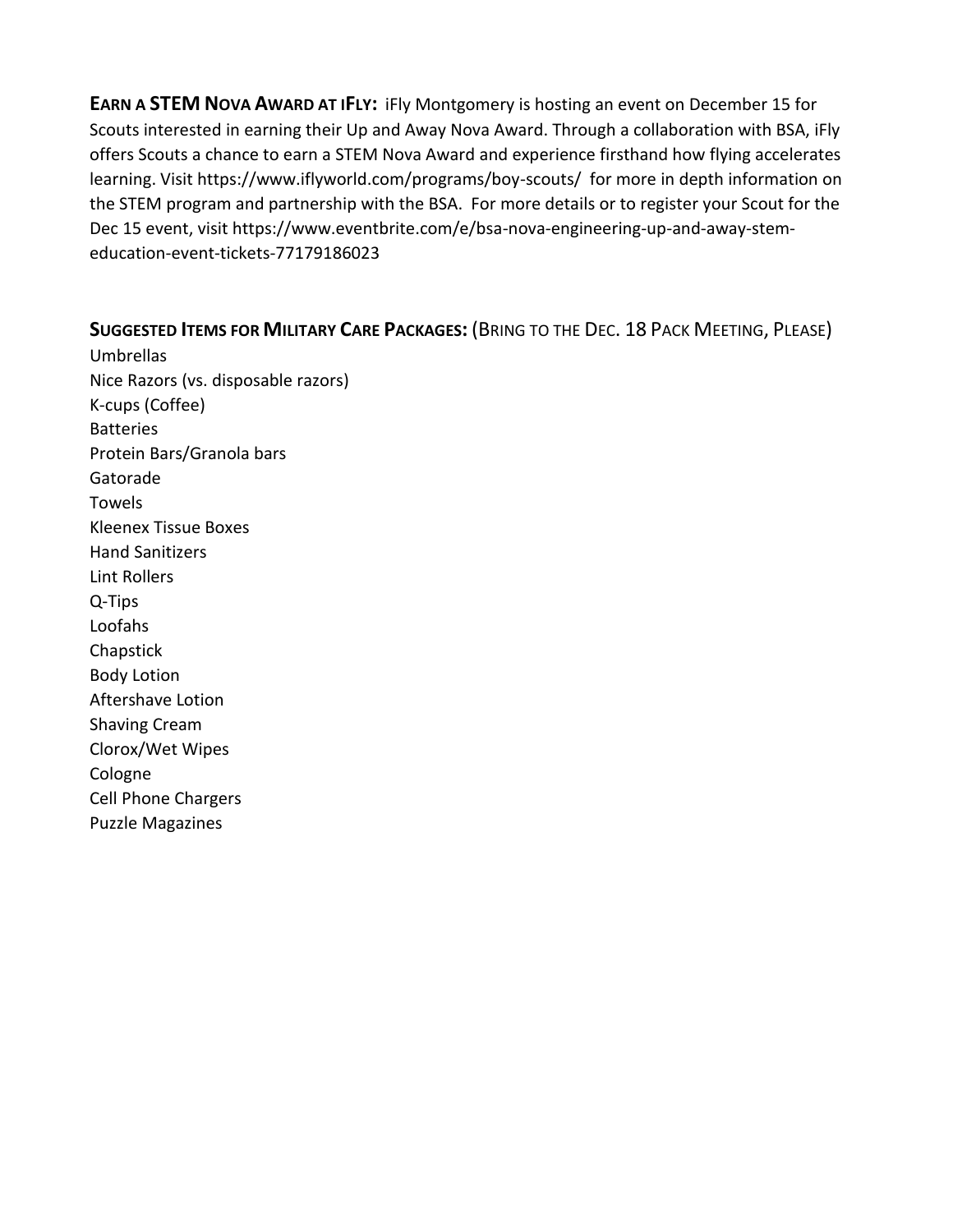**EARN A STEM NOVA AWARD AT IFLY:** iFly Montgomery is hosting an event on December 15 for Scouts interested in earning their Up and Away Nova Award. Through a collaboration with BSA, iFly offers Scouts a chance to earn a STEM Nova Award and experience firsthand how flying accelerates learning. Visit https://www.iflyworld.com/programs/boy-scouts/ for more in depth information on the STEM program and partnership with the BSA. For more details or to register your Scout for the Dec 15 event, visit https://www.eventbrite.com/e/bsa-nova-engineering-up-and-away-stem-education-event-tickets-77179186023

**SUGGESTED ITEMS FOR MILITARY CARE PACKAGES:** (BRING TO THE DEC. 18 PACK MEETING, PLEASE)

Umbrellas
Nice Razors (vs. disposable razors)
K-cups (Coffee)
Batteries
Protein Bars/Granola bars
Gatorade
Towels
Kleenex Tissue Boxes
Hand Sanitizers
Lint Rollers
Q-Tips
Loofahs
Chapstick
Body Lotion
Aftershave Lotion
Shaving Cream
Clorox/Wet Wipes
Cologne
Cell Phone Chargers
Puzzle Magazines